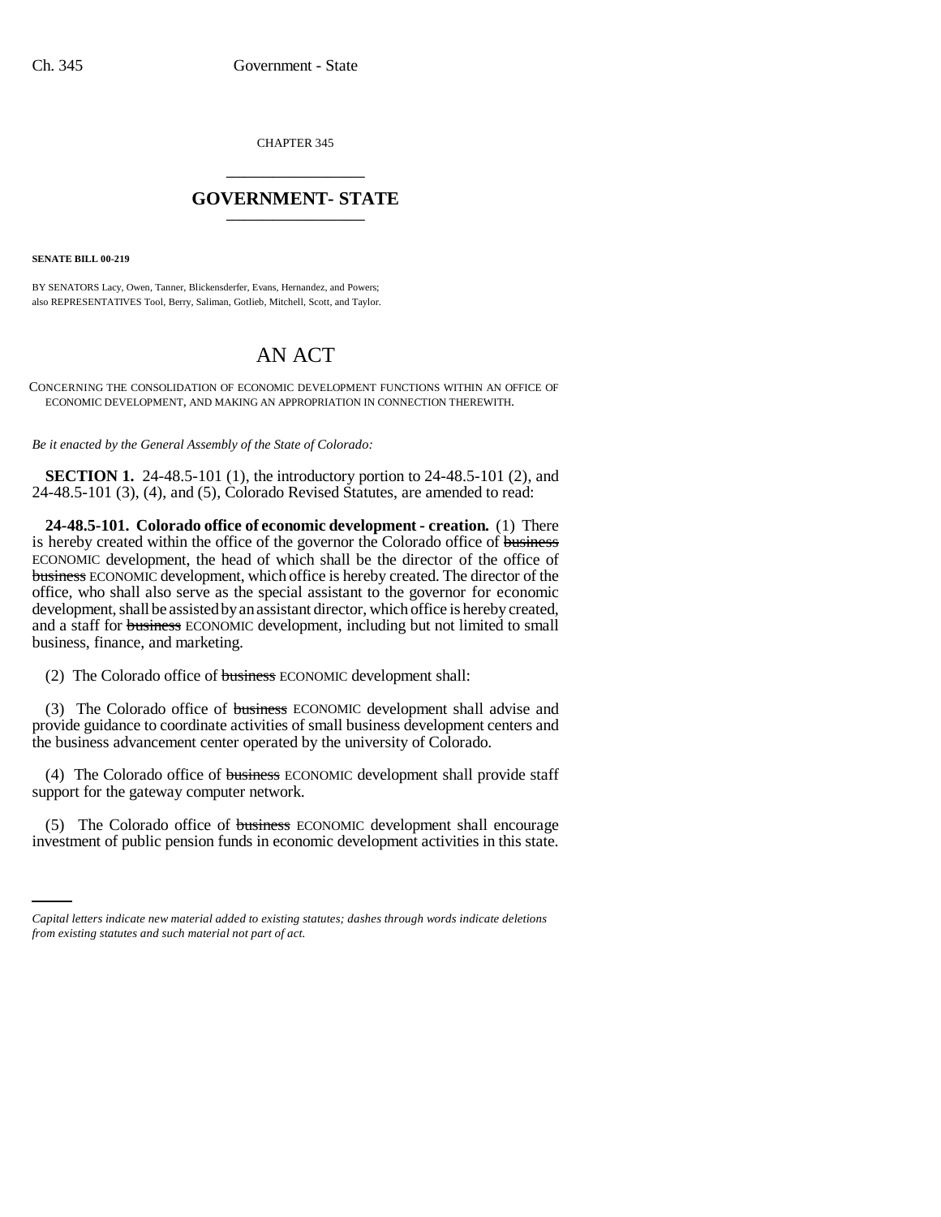CHAPTER 345

# GOVERNMENT- STATE

**SENATE BILL 00-219**

BY SENATORS Lacy, Owen, Tanner, Blickensderfer, Evans, Hernandez, and Powers;
also REPRESENTATIVES Tool, Berry, Saliman, Gotlieb, Mitchell, Scott, and Taylor.

# AN ACT

CONCERNING THE CONSOLIDATION OF ECONOMIC DEVELOPMENT FUNCTIONS WITHIN AN OFFICE OF ECONOMIC DEVELOPMENT, AND MAKING AN APPROPRIATION IN CONNECTION THEREWITH.

*Be it enacted by the General Assembly of the State of Colorado:*

**SECTION 1.** 24-48.5-101 (1), the introductory portion to 24-48.5-101 (2), and 24-48.5-101 (3), (4), and (5), Colorado Revised Statutes, are amended to read:

**24-48.5-101. Colorado office of economic development - creation.** (1) There is hereby created within the office of the governor the Colorado office of ~~business~~ ECONOMIC development, the head of which shall be the director of the office of ~~business~~ ECONOMIC development, which office is hereby created. The director of the office, who shall also serve as the special assistant to the governor for economic development, shall be assisted by an assistant director, which office is hereby created, and a staff for ~~business~~ ECONOMIC development, including but not limited to small business, finance, and marketing.

(2) The Colorado office of ~~business~~ ECONOMIC development shall:

(3) The Colorado office of ~~business~~ ECONOMIC development shall advise and provide guidance to coordinate activities of small business development centers and the business advancement center operated by the university of Colorado.

(4) The Colorado office of ~~business~~ ECONOMIC development shall provide staff support for the gateway computer network.

(5) The Colorado office of ~~business~~ ECONOMIC development shall encourage investment of public pension funds in economic development activities in this state.

*Capital letters indicate new material added to existing statutes; dashes through words indicate deletions from existing statutes and such material not part of act.*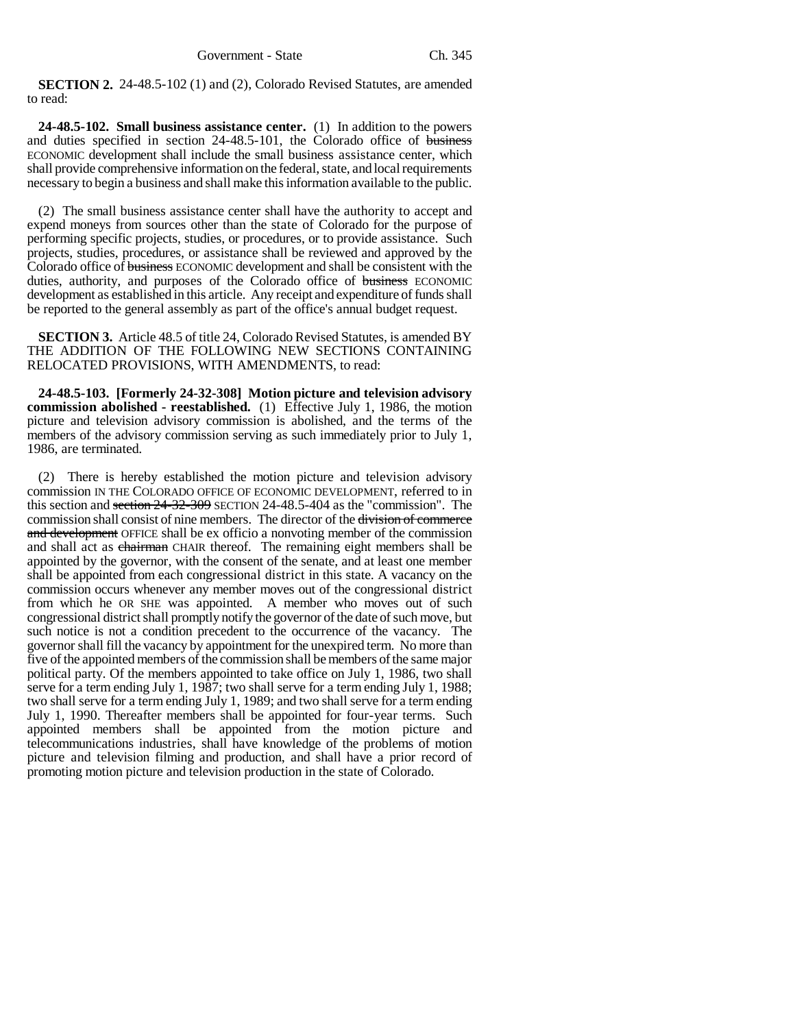**SECTION 2.** 24-48.5-102 (1) and (2), Colorado Revised Statutes, are amended to read:

**24-48.5-102. Small business assistance center.** (1) In addition to the powers and duties specified in section 24-48.5-101, the Colorado office of ~~business~~ ECONOMIC development shall include the small business assistance center, which shall provide comprehensive information on the federal, state, and local requirements necessary to begin a business and shall make this information available to the public.

(2) The small business assistance center shall have the authority to accept and expend moneys from sources other than the state of Colorado for the purpose of performing specific projects, studies, or procedures, or to provide assistance. Such projects, studies, procedures, or assistance shall be reviewed and approved by the Colorado office of ~~business~~ ECONOMIC development and shall be consistent with the duties, authority, and purposes of the Colorado office of ~~business~~ ECONOMIC development as established in this article. Any receipt and expenditure of funds shall be reported to the general assembly as part of the office's annual budget request.

**SECTION 3.** Article 48.5 of title 24, Colorado Revised Statutes, is amended BY THE ADDITION OF THE FOLLOWING NEW SECTIONS CONTAINING RELOCATED PROVISIONS, WITH AMENDMENTS, to read:

**24-48.5-103. [Formerly 24-32-308] Motion picture and television advisory commission abolished - reestablished.** (1) Effective July 1, 1986, the motion picture and television advisory commission is abolished, and the terms of the members of the advisory commission serving as such immediately prior to July 1, 1986, are terminated.

(2) There is hereby established the motion picture and television advisory commission IN THE COLORADO OFFICE OF ECONOMIC DEVELOPMENT, referred to in this section and ~~section 24-32-309~~ SECTION 24-48.5-404 as the "commission". The commission shall consist of nine members. The director of the ~~division of commerce and development~~ OFFICE shall be ex officio a nonvoting member of the commission and shall act as ~~chairman~~ CHAIR thereof. The remaining eight members shall be appointed by the governor, with the consent of the senate, and at least one member shall be appointed from each congressional district in this state. A vacancy on the commission occurs whenever any member moves out of the congressional district from which he OR SHE was appointed. A member who moves out of such congressional district shall promptly notify the governor of the date of such move, but such notice is not a condition precedent to the occurrence of the vacancy. The governor shall fill the vacancy by appointment for the unexpired term. No more than five of the appointed members of the commission shall be members of the same major political party. Of the members appointed to take office on July 1, 1986, two shall serve for a term ending July 1, 1987; two shall serve for a term ending July 1, 1988; two shall serve for a term ending July 1, 1989; and two shall serve for a term ending July 1, 1990. Thereafter members shall be appointed for four-year terms. Such appointed members shall be appointed from the motion picture and telecommunications industries, shall have knowledge of the problems of motion picture and television filming and production, and shall have a prior record of promoting motion picture and television production in the state of Colorado.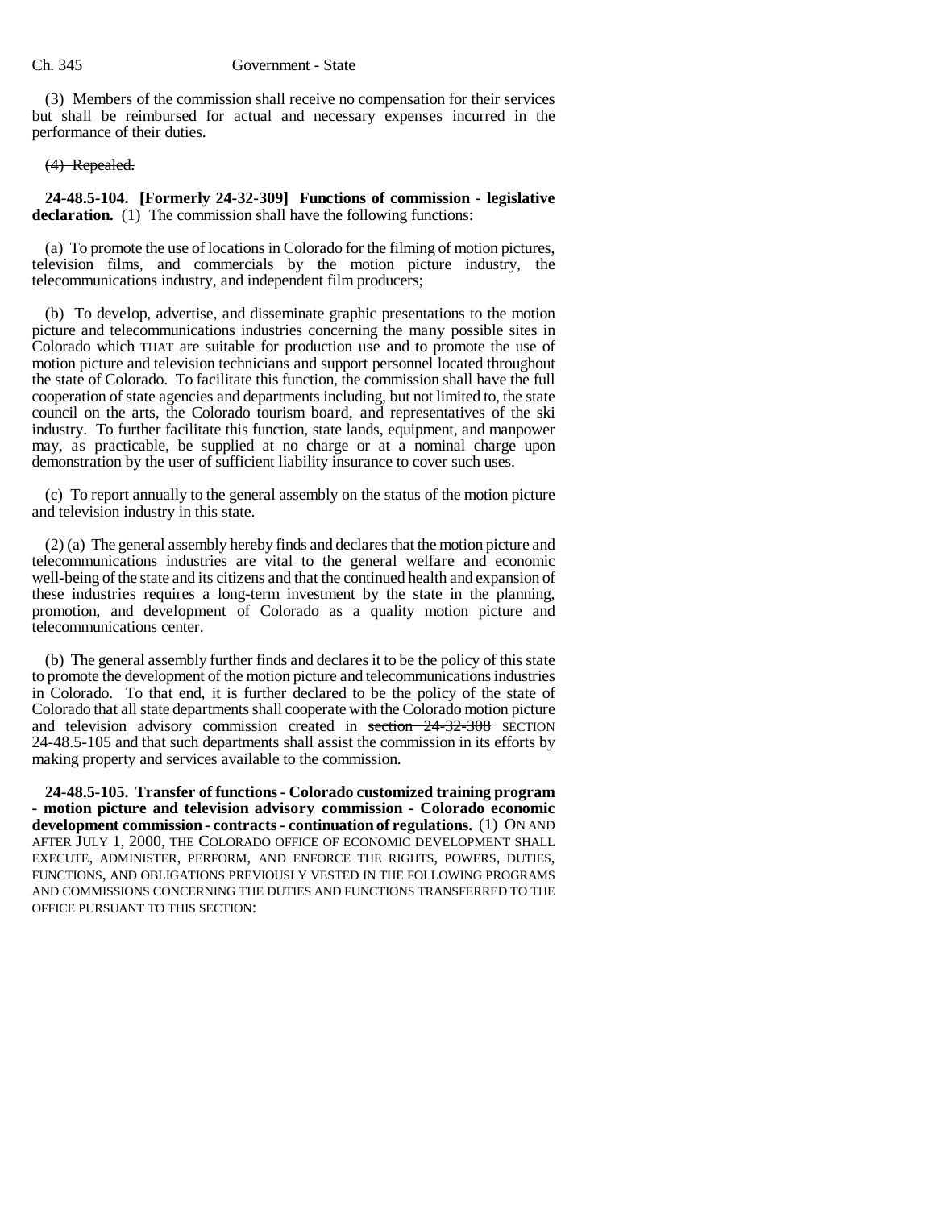(3) Members of the commission shall receive no compensation for their services but shall be reimbursed for actual and necessary expenses incurred in the performance of their duties.

~~(4) Repealed.~~

**24-48.5-104. [Formerly 24-32-309] Functions of commission - legislative declaration.** (1) The commission shall have the following functions:

(a) To promote the use of locations in Colorado for the filming of motion pictures, television films, and commercials by the motion picture industry, the telecommunications industry, and independent film producers;

(b) To develop, advertise, and disseminate graphic presentations to the motion picture and telecommunications industries concerning the many possible sites in Colorado ~~which~~ THAT are suitable for production use and to promote the use of motion picture and television technicians and support personnel located throughout the state of Colorado. To facilitate this function, the commission shall have the full cooperation of state agencies and departments including, but not limited to, the state council on the arts, the Colorado tourism board, and representatives of the ski industry. To further facilitate this function, state lands, equipment, and manpower may, as practicable, be supplied at no charge or at a nominal charge upon demonstration by the user of sufficient liability insurance to cover such uses.

(c) To report annually to the general assembly on the status of the motion picture and television industry in this state.

(2) (a) The general assembly hereby finds and declares that the motion picture and telecommunications industries are vital to the general welfare and economic well-being of the state and its citizens and that the continued health and expansion of these industries requires a long-term investment by the state in the planning, promotion, and development of Colorado as a quality motion picture and telecommunications center.

(b) The general assembly further finds and declares it to be the policy of this state to promote the development of the motion picture and telecommunications industries in Colorado. To that end, it is further declared to be the policy of the state of Colorado that all state departments shall cooperate with the Colorado motion picture and television advisory commission created in ~~section 24-32-308~~ SECTION 24-48.5-105 and that such departments shall assist the commission in its efforts by making property and services available to the commission.

**24-48.5-105. Transfer of functions - Colorado customized training program - motion picture and television advisory commission - Colorado economic development commission - contracts - continuation of regulations.** (1) ON AND AFTER JULY 1, 2000, THE COLORADO OFFICE OF ECONOMIC DEVELOPMENT SHALL EXECUTE, ADMINISTER, PERFORM, AND ENFORCE THE RIGHTS, POWERS, DUTIES, FUNCTIONS, AND OBLIGATIONS PREVIOUSLY VESTED IN THE FOLLOWING PROGRAMS AND COMMISSIONS CONCERNING THE DUTIES AND FUNCTIONS TRANSFERRED TO THE OFFICE PURSUANT TO THIS SECTION: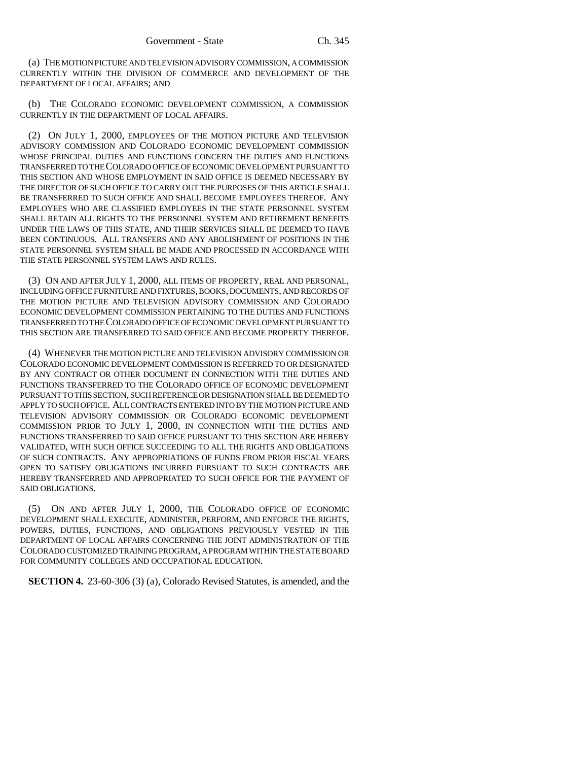(a) THE MOTION PICTURE AND TELEVISION ADVISORY COMMISSION, A COMMISSION CURRENTLY WITHIN THE DIVISION OF COMMERCE AND DEVELOPMENT OF THE DEPARTMENT OF LOCAL AFFAIRS; AND

(b) THE COLORADO ECONOMIC DEVELOPMENT COMMISSION, A COMMISSION CURRENTLY IN THE DEPARTMENT OF LOCAL AFFAIRS.

(2) ON JULY 1, 2000, EMPLOYEES OF THE MOTION PICTURE AND TELEVISION ADVISORY COMMISSION AND COLORADO ECONOMIC DEVELOPMENT COMMISSION WHOSE PRINCIPAL DUTIES AND FUNCTIONS CONCERN THE DUTIES AND FUNCTIONS TRANSFERRED TO THE COLORADO OFFICE OF ECONOMIC DEVELOPMENT PURSUANT TO THIS SECTION AND WHOSE EMPLOYMENT IN SAID OFFICE IS DEEMED NECESSARY BY THE DIRECTOR OF SUCH OFFICE TO CARRY OUT THE PURPOSES OF THIS ARTICLE SHALL BE TRANSFERRED TO SUCH OFFICE AND SHALL BECOME EMPLOYEES THEREOF. ANY EMPLOYEES WHO ARE CLASSIFIED EMPLOYEES IN THE STATE PERSONNEL SYSTEM SHALL RETAIN ALL RIGHTS TO THE PERSONNEL SYSTEM AND RETIREMENT BENEFITS UNDER THE LAWS OF THIS STATE, AND THEIR SERVICES SHALL BE DEEMED TO HAVE BEEN CONTINUOUS. ALL TRANSFERS AND ANY ABOLISHMENT OF POSITIONS IN THE STATE PERSONNEL SYSTEM SHALL BE MADE AND PROCESSED IN ACCORDANCE WITH THE STATE PERSONNEL SYSTEM LAWS AND RULES.

(3) ON AND AFTER JULY 1, 2000, ALL ITEMS OF PROPERTY, REAL AND PERSONAL, INCLUDING OFFICE FURNITURE AND FIXTURES, BOOKS, DOCUMENTS, AND RECORDS OF THE MOTION PICTURE AND TELEVISION ADVISORY COMMISSION AND COLORADO ECONOMIC DEVELOPMENT COMMISSION PERTAINING TO THE DUTIES AND FUNCTIONS TRANSFERRED TO THE COLORADO OFFICE OF ECONOMIC DEVELOPMENT PURSUANT TO THIS SECTION ARE TRANSFERRED TO SAID OFFICE AND BECOME PROPERTY THEREOF.

(4) WHENEVER THE MOTION PICTURE AND TELEVISION ADVISORY COMMISSION OR COLORADO ECONOMIC DEVELOPMENT COMMISSION IS REFERRED TO OR DESIGNATED BY ANY CONTRACT OR OTHER DOCUMENT IN CONNECTION WITH THE DUTIES AND FUNCTIONS TRANSFERRED TO THE COLORADO OFFICE OF ECONOMIC DEVELOPMENT PURSUANT TO THIS SECTION, SUCH REFERENCE OR DESIGNATION SHALL BE DEEMED TO APPLY TO SUCH OFFICE. ALL CONTRACTS ENTERED INTO BY THE MOTION PICTURE AND TELEVISION ADVISORY COMMISSION OR COLORADO ECONOMIC DEVELOPMENT COMMISSION PRIOR TO JULY 1, 2000, IN CONNECTION WITH THE DUTIES AND FUNCTIONS TRANSFERRED TO SAID OFFICE PURSUANT TO THIS SECTION ARE HEREBY VALIDATED, WITH SUCH OFFICE SUCCEEDING TO ALL THE RIGHTS AND OBLIGATIONS OF SUCH CONTRACTS. ANY APPROPRIATIONS OF FUNDS FROM PRIOR FISCAL YEARS OPEN TO SATISFY OBLIGATIONS INCURRED PURSUANT TO SUCH CONTRACTS ARE HEREBY TRANSFERRED AND APPROPRIATED TO SUCH OFFICE FOR THE PAYMENT OF SAID OBLIGATIONS.

(5) ON AND AFTER JULY 1, 2000, THE COLORADO OFFICE OF ECONOMIC DEVELOPMENT SHALL EXECUTE, ADMINISTER, PERFORM, AND ENFORCE THE RIGHTS, POWERS, DUTIES, FUNCTIONS, AND OBLIGATIONS PREVIOUSLY VESTED IN THE DEPARTMENT OF LOCAL AFFAIRS CONCERNING THE JOINT ADMINISTRATION OF THE COLORADO CUSTOMIZED TRAINING PROGRAM, A PROGRAM WITHIN THE STATE BOARD FOR COMMUNITY COLLEGES AND OCCUPATIONAL EDUCATION.

**SECTION 4.** 23-60-306 (3) (a), Colorado Revised Statutes, is amended, and the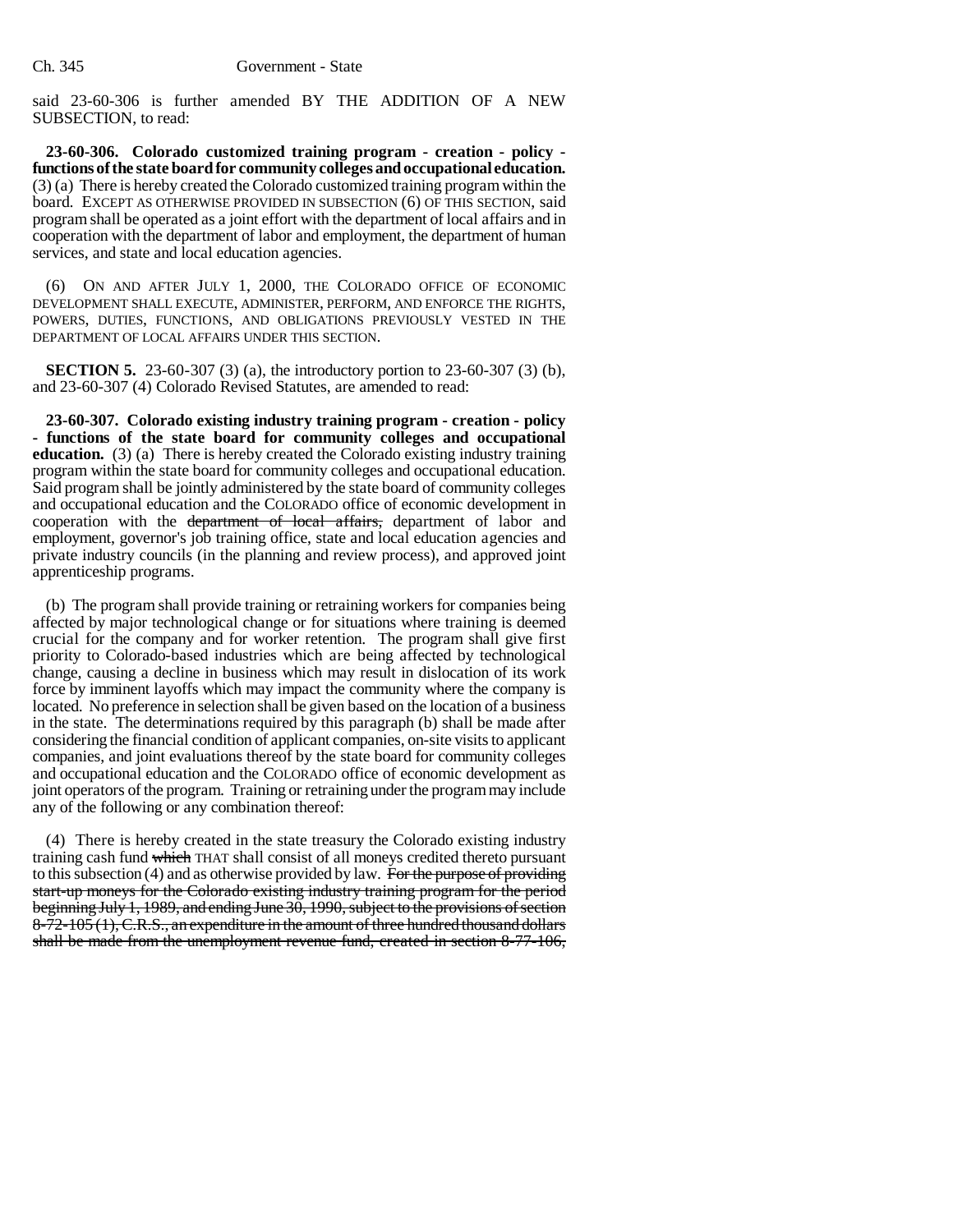said 23-60-306 is further amended BY THE ADDITION OF A NEW SUBSECTION, to read:

**23-60-306. Colorado customized training program - creation - policy - functions of the state board for community colleges and occupational education.** (3) (a) There is hereby created the Colorado customized training program within the board. EXCEPT AS OTHERWISE PROVIDED IN SUBSECTION (6) OF THIS SECTION, said program shall be operated as a joint effort with the department of local affairs and in cooperation with the department of labor and employment, the department of human services, and state and local education agencies.

(6) ON AND AFTER JULY 1, 2000, THE COLORADO OFFICE OF ECONOMIC DEVELOPMENT SHALL EXECUTE, ADMINISTER, PERFORM, AND ENFORCE THE RIGHTS, POWERS, DUTIES, FUNCTIONS, AND OBLIGATIONS PREVIOUSLY VESTED IN THE DEPARTMENT OF LOCAL AFFAIRS UNDER THIS SECTION.

**SECTION 5.** 23-60-307 (3) (a), the introductory portion to 23-60-307 (3) (b), and 23-60-307 (4) Colorado Revised Statutes, are amended to read:

**23-60-307. Colorado existing industry training program - creation - policy - functions of the state board for community colleges and occupational education.** (3) (a) There is hereby created the Colorado existing industry training program within the state board for community colleges and occupational education. Said program shall be jointly administered by the state board for community colleges and occupational education and the COLORADO office of economic development in cooperation with the ~~department of local affairs,~~ department of labor and employment, governor's job training office, state and local education agencies and private industry councils (in the planning and review process), and approved joint apprenticeship programs.

(b) The program shall provide training or retraining workers for companies being affected by major technological change or for situations where training is deemed crucial for the company and for worker retention. The program shall give first priority to Colorado-based industries which are being affected by technological change, causing a decline in business which may result in dislocation of its work force by imminent layoffs which may impact the community where the company is located. No preference in selection shall be given based on the location of a business in the state. The determinations required by this paragraph (b) shall be made after considering the financial condition of applicant companies, on-site visits to applicant companies, and joint evaluations thereof by the state board for community colleges and occupational education and the COLORADO office of economic development as joint operators of the program. Training or retraining under the program may include any of the following or any combination thereof:

(4) There is hereby created in the state treasury the Colorado existing industry training cash fund ~~which~~ THAT shall consist of all moneys credited thereto pursuant to this subsection (4) and as otherwise provided by law. ~~For the purpose of providing start-up moneys for the Colorado existing industry training program for the period beginning July 1, 1989, and ending June 30, 1990, subject to the provisions of section 8-72-105 (1), C.R.S., an expenditure in the amount of three hundred thousand dollars shall be made from the unemployment revenue fund, created in section 8-77-106,~~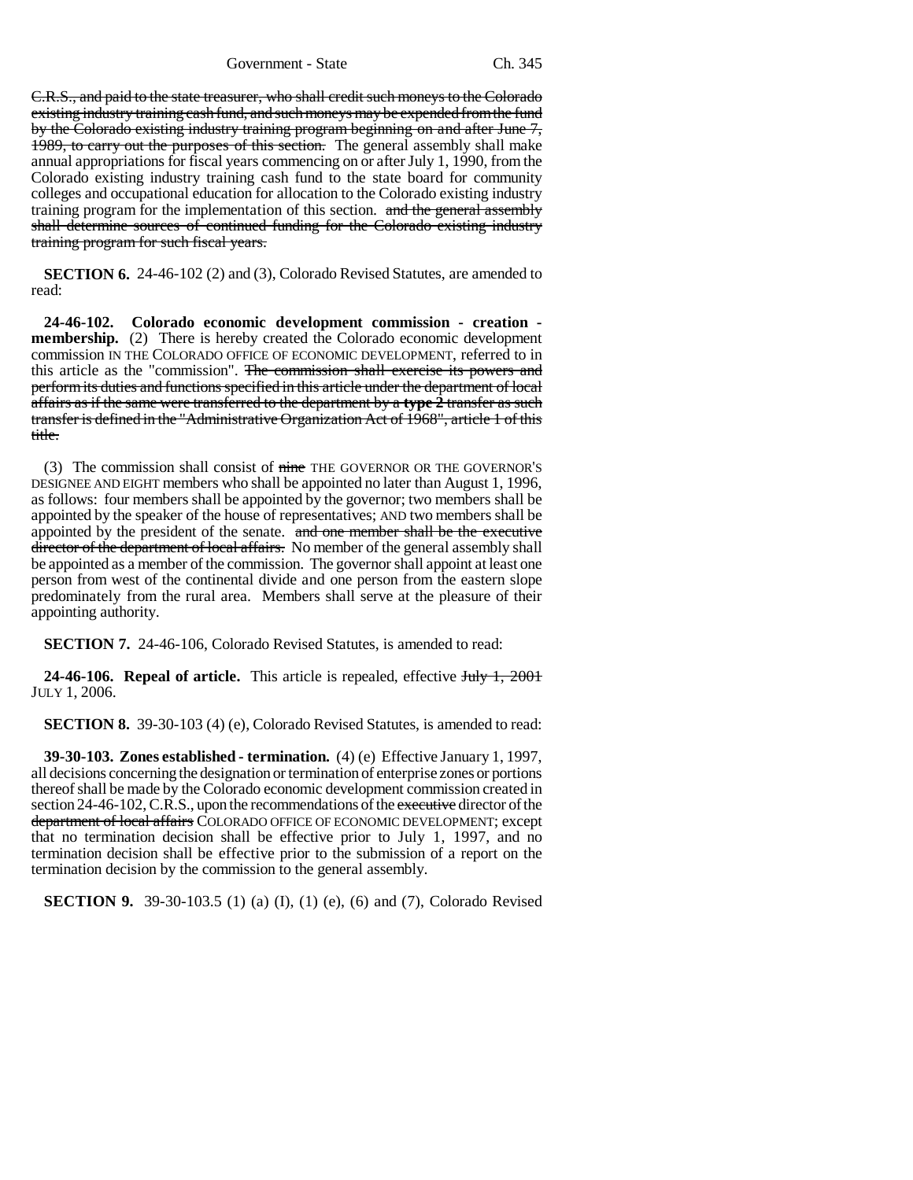C.R.S., and paid to the state treasurer, who shall credit such moneys to the Colorado existing industry training cash fund, and such moneys may be expended from the fund by the Colorado existing industry training program beginning on and after June 7, 1989, to carry out the purposes of this section. The general assembly shall make annual appropriations for fiscal years commencing on or after July 1, 1990, from the Colorado existing industry training cash fund to the state board for community colleges and occupational education for allocation to the Colorado existing industry training program for the implementation of this section. and the general assembly shall determine sources of continued funding for the Colorado existing industry training program for such fiscal years.

**SECTION 6.** 24-46-102 (2) and (3), Colorado Revised Statutes, are amended to read:

**24-46-102. Colorado economic development commission - creation - membership.** (2) There is hereby created the Colorado economic development commission IN THE COLORADO OFFICE OF ECONOMIC DEVELOPMENT, referred to in this article as the "commission". The commission shall exercise its powers and perform its duties and functions specified in this article under the department of local affairs as if the same were transferred to the department by a **type 2** transfer as such transfer is defined in the "Administrative Organization Act of 1968", article 1 of this title.

(3) The commission shall consist of nine THE GOVERNOR OR THE GOVERNOR'S DESIGNEE AND EIGHT members who shall be appointed no later than August 1, 1996, as follows: four members shall be appointed by the governor; two members shall be appointed by the speaker of the house of representatives; AND two members shall be appointed by the president of the senate. and one member shall be the executive director of the department of local affairs. No member of the general assembly shall be appointed as a member of the commission. The governor shall appoint at least one person from west of the continental divide and one person from the eastern slope predominately from the rural area. Members shall serve at the pleasure of their appointing authority.

**SECTION 7.** 24-46-106, Colorado Revised Statutes, is amended to read:

**24-46-106. Repeal of article.** This article is repealed, effective July 1, 2001 JULY 1, 2006.

**SECTION 8.** 39-30-103 (4) (e), Colorado Revised Statutes, is amended to read:

**39-30-103. Zones established - termination.** (4) (e) Effective January 1, 1997, all decisions concerning the designation or termination of enterprise zones or portions thereof shall be made by the Colorado economic development commission created in section 24-46-102, C.R.S., upon the recommendations of the executive director of the department of local affairs COLORADO OFFICE OF ECONOMIC DEVELOPMENT; except that no termination decision shall be effective prior to July 1, 1997, and no termination decision shall be effective prior to the submission of a report on the termination decision by the commission to the general assembly.

**SECTION 9.** 39-30-103.5 (1) (a) (I), (1) (e), (6) and (7), Colorado Revised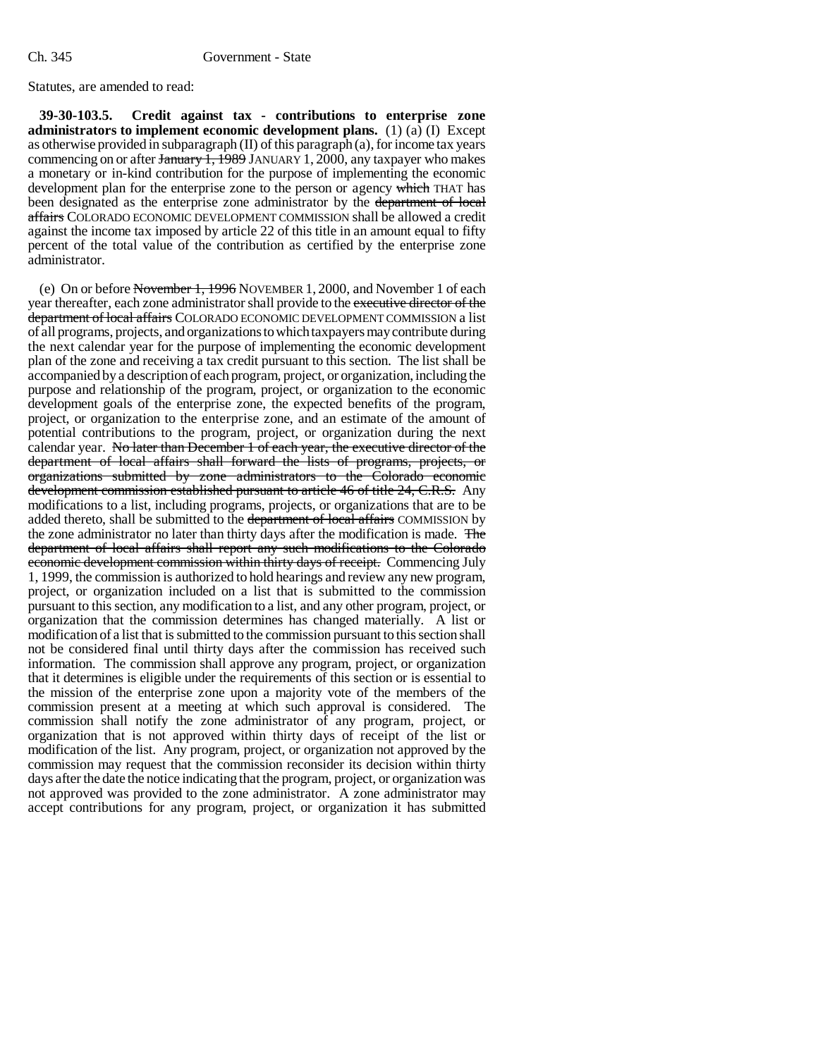Statutes, are amended to read:

**39-30-103.5. Credit against tax - contributions to enterprise zone administrators to implement economic development plans.** (1) (a) (I) Except as otherwise provided in subparagraph (II) of this paragraph (a), for income tax years commencing on or after ~~January 1, 1989~~ JANUARY 1, 2000, any taxpayer who makes a monetary or in-kind contribution for the purpose of implementing the economic development plan for the enterprise zone to the person or agency ~~which~~ THAT has been designated as the enterprise zone administrator by the ~~department of local affairs~~ COLORADO ECONOMIC DEVELOPMENT COMMISSION shall be allowed a credit against the income tax imposed by article 22 of this title in an amount equal to fifty percent of the total value of the contribution as certified by the enterprise zone administrator.

(e) On or before ~~November 1, 1996~~ NOVEMBER 1, 2000, and November 1 of each year thereafter, each zone administrator shall provide to the ~~executive director of the department of local affairs~~ COLORADO ECONOMIC DEVELOPMENT COMMISSION a list of all programs, projects, and organizations to which taxpayers may contribute during the next calendar year for the purpose of implementing the economic development plan of the zone and receiving a tax credit pursuant to this section. The list shall be accompanied by a description of each program, project, or organization, including the purpose and relationship of the program, project, or organization to the economic development goals of the enterprise zone, the expected benefits of the program, project, or organization to the enterprise zone, and an estimate of the amount of potential contributions to the program, project, or organization during the next calendar year. ~~No later than December 1 of each year, the executive director of the department of local affairs shall forward the lists of programs, projects, or organizations submitted by zone administrators to the Colorado economic development commission established pursuant to article 46 of title 24, C.R.S.~~ Any modifications to a list, including programs, projects, or organizations that are to be added thereto, shall be submitted to the ~~department of local affairs~~ COMMISSION by the zone administrator no later than thirty days after the modification is made. ~~The department of local affairs shall report any such modifications to the Colorado economic development commission within thirty days of receipt.~~ Commencing July 1, 1999, the commission is authorized to hold hearings and review any new program, project, or organization included on a list that is submitted to the commission pursuant to this section, any modification to a list, and any other program, project, or organization that the commission determines has changed materially. A list or modification of a list that is submitted to the commission pursuant to this section shall not be considered final until thirty days after the commission has received such information. The commission shall approve any program, project, or organization that it determines is eligible under the requirements of this section or is essential to the mission of the enterprise zone upon a majority vote of the members of the commission present at a meeting at which such approval is considered. The commission shall notify the zone administrator of any program, project, or organization that is not approved within thirty days of receipt of the list or modification of the list. Any program, project, or organization not approved by the commission may request that the commission reconsider its decision within thirty days after the date the notice indicating that the program, project, or organization was not approved was provided to the zone administrator. A zone administrator may accept contributions for any program, project, or organization it has submitted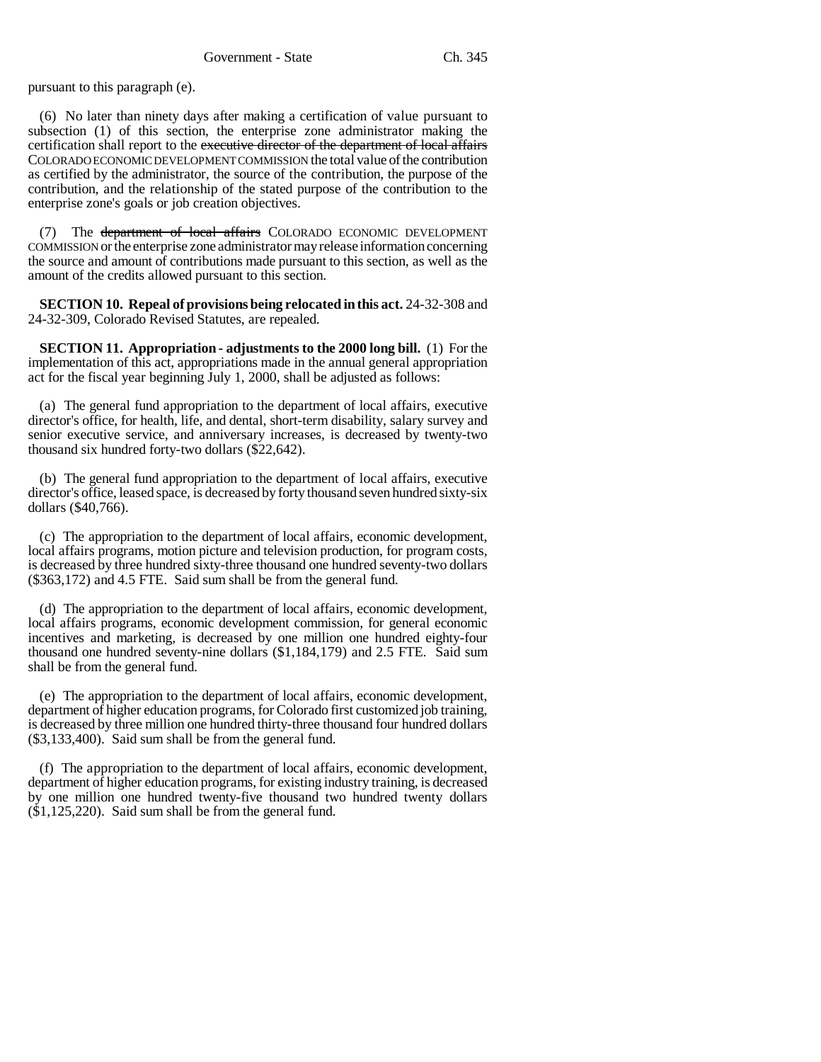pursuant to this paragraph (e).

(6) No later than ninety days after making a certification of value pursuant to subsection (1) of this section, the enterprise zone administrator making the certification shall report to the ~~executive director of the department of local affairs~~ COLORADO ECONOMIC DEVELOPMENT COMMISSION the total value of the contribution as certified by the administrator, the source of the contribution, the purpose of the contribution, and the relationship of the stated purpose of the contribution to the enterprise zone's goals or job creation objectives.

(7) The ~~department of local affairs~~ COLORADO ECONOMIC DEVELOPMENT COMMISSION or the enterprise zone administrator may release information concerning the source and amount of contributions made pursuant to this section, as well as the amount of the credits allowed pursuant to this section.

**SECTION 10. Repeal of provisions being relocated in this act.** 24-32-308 and 24-32-309, Colorado Revised Statutes, are repealed.

**SECTION 11. Appropriation - adjustments to the 2000 long bill.** (1) For the implementation of this act, appropriations made in the annual general appropriation act for the fiscal year beginning July 1, 2000, shall be adjusted as follows:

(a) The general fund appropriation to the department of local affairs, executive director's office, for health, life, and dental, short-term disability, salary survey and senior executive service, and anniversary increases, is decreased by twenty-two thousand six hundred forty-two dollars ($22,642).

(b) The general fund appropriation to the department of local affairs, executive director's office, leased space, is decreased by forty thousand seven hundred sixty-six dollars ($40,766).

(c) The appropriation to the department of local affairs, economic development, local affairs programs, motion picture and television production, for program costs, is decreased by three hundred sixty-three thousand one hundred seventy-two dollars ($363,172) and 4.5 FTE. Said sum shall be from the general fund.

(d) The appropriation to the department of local affairs, economic development, local affairs programs, economic development commission, for general economic incentives and marketing, is decreased by one million one hundred eighty-four thousand one hundred seventy-nine dollars ($1,184,179) and 2.5 FTE. Said sum shall be from the general fund.

(e) The appropriation to the department of local affairs, economic development, department of higher education programs, for Colorado first customized job training, is decreased by three million one hundred thirty-three thousand four hundred dollars ($3,133,400). Said sum shall be from the general fund.

(f) The appropriation to the department of local affairs, economic development, department of higher education programs, for existing industry training, is decreased by one million one hundred twenty-five thousand two hundred twenty dollars ($1,125,220). Said sum shall be from the general fund.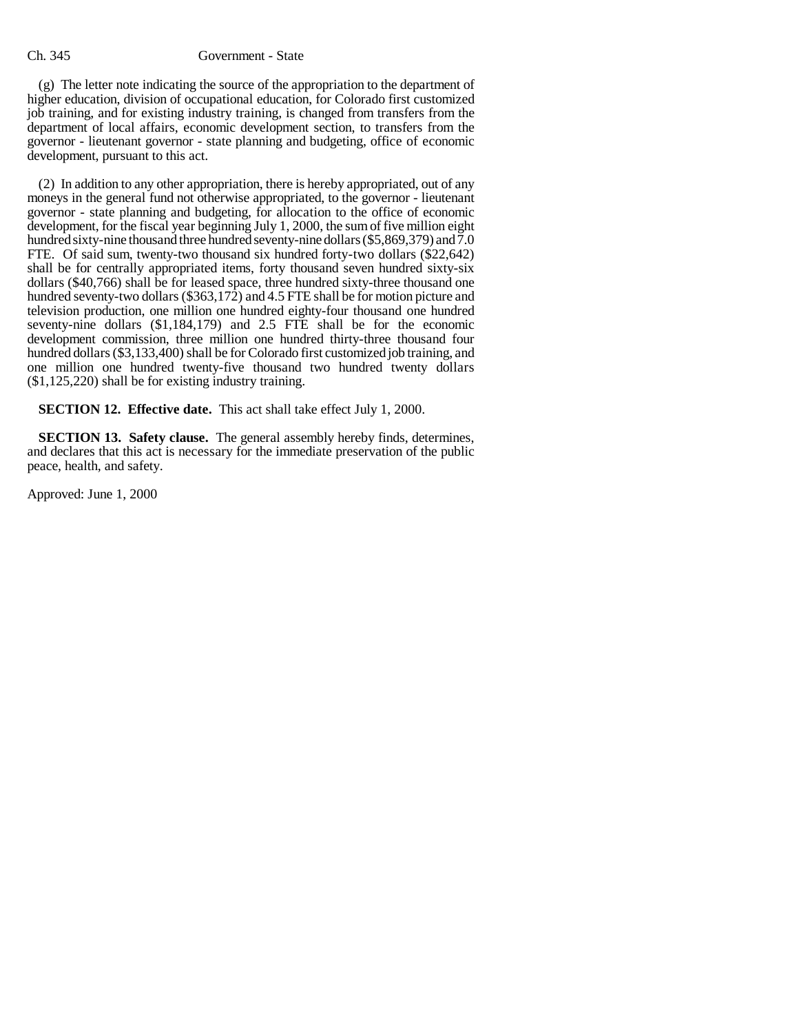(g) The letter note indicating the source of the appropriation to the department of higher education, division of occupational education, for Colorado first customized job training, and for existing industry training, is changed from transfers from the department of local affairs, economic development section, to transfers from the governor - lieutenant governor - state planning and budgeting, office of economic development, pursuant to this act.

(2) In addition to any other appropriation, there is hereby appropriated, out of any moneys in the general fund not otherwise appropriated, to the governor - lieutenant governor - state planning and budgeting, for allocation to the office of economic development, for the fiscal year beginning July 1, 2000, the sum of five million eight hundred sixty-nine thousand three hundred seventy-nine dollars ($5,869,379) and 7.0 FTE. Of said sum, twenty-two thousand six hundred forty-two dollars ($22,642) shall be for centrally appropriated items, forty thousand seven hundred sixty-six dollars ($40,766) shall be for leased space, three hundred sixty-three thousand one hundred seventy-two dollars ($363,172) and 4.5 FTE shall be for motion picture and television production, one million one hundred eighty-four thousand one hundred seventy-nine dollars ($1,184,179) and 2.5 FTE shall be for the economic development commission, three million one hundred thirty-three thousand four hundred dollars ($3,133,400) shall be for Colorado first customized job training, and one million one hundred twenty-five thousand two hundred twenty dollars ($1,125,220) shall be for existing industry training.

**SECTION 12. Effective date.** This act shall take effect July 1, 2000.

**SECTION 13. Safety clause.** The general assembly hereby finds, determines, and declares that this act is necessary for the immediate preservation of the public peace, health, and safety.

Approved: June 1, 2000